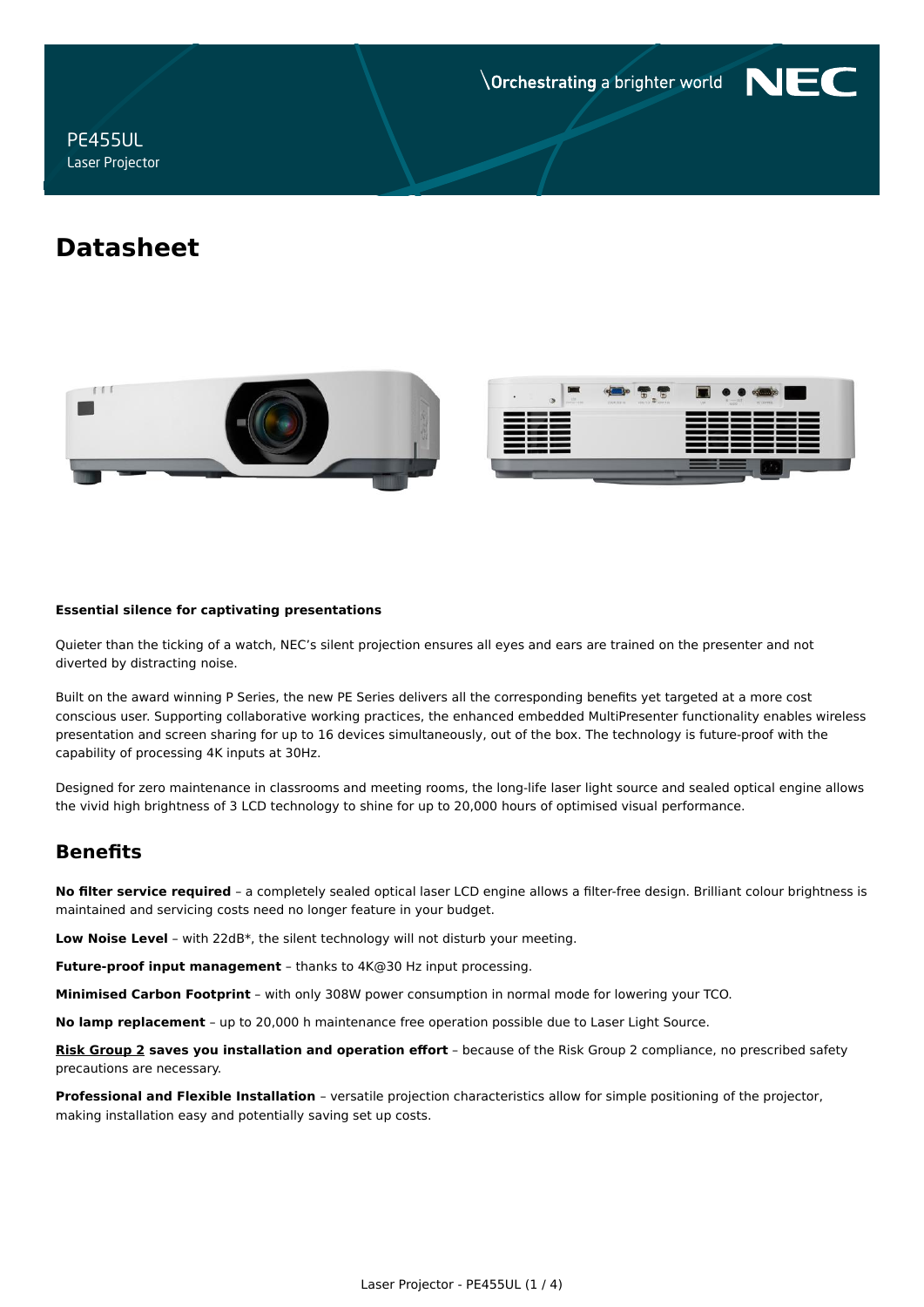PE455UL
Laser Projector

\Orchestrating a brighter world NEC

# Datasheet

**Essential silence for captivating presentations**

Quieter than the ticking of a watch, NEC's silent projection ensures all eyes and ears are trained on the presenter and not diverted by distracting noise.

Built on the award winning P Series, the new PE Series delivers all the corresponding benefits yet targeted at a more cost conscious user. Supporting collaborative working practices, the enhanced embedded MultiPresenter functionality enables wireless presentation and screen sharing for up to 16 devices simultaneously, out of the box. The technology is future-proof with the capability of processing 4K inputs at 30Hz.

Designed for zero maintenance in classrooms and meeting rooms, the long-life laser light source and sealed optical engine allows the vivid high brightness of 3 LCD technology to shine for up to 20,000 hours of optimised visual performance.

## Benefits

**No filter service required** – a completely sealed optical laser LCD engine allows a filter-free design. Brilliant colour brightness is maintained and servicing costs need no longer feature in your budget.

**Low Noise Level** – with 22dB*, the silent technology will not disturb your meeting.

**Future-proof input management** – thanks to 4K@30 Hz input processing.

**Minimised Carbon Footprint** – with only 308W power consumption in normal mode for lowering your TCO.

**No lamp replacement** – up to 20,000 h maintenance free operation possible due to Laser Light Source.

**Risk Group 2 saves you installation and operation effort** – because of the Risk Group 2 compliance, no prescribed safety precautions are necessary.

**Professional and Flexible Installation** – versatile projection characteristics allow for simple positioning of the projector, making installation easy and potentially saving set up costs.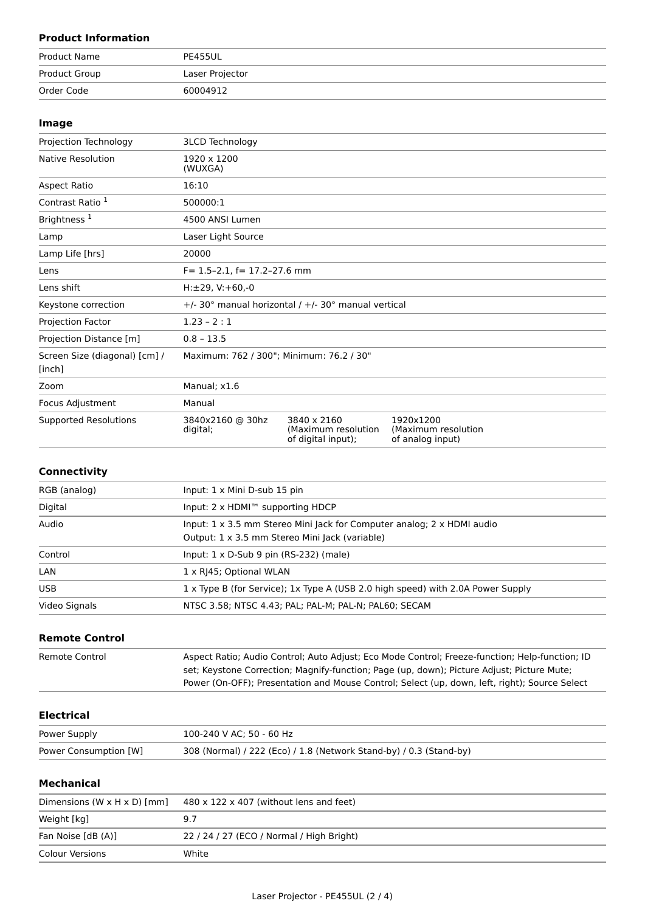### Product Information

| | |
|---|---|
| Product Name | PE455UL |
| Product Group | Laser Projector |
| Order Code | 60004912 |

### Image

| | | | |
|---|---|---|---|
| Projection Technology | 3LCD Technology | | |
| Native Resolution | 1920 x 1200 (WUXGA) | | |
| Aspect Ratio | 16:10 | | |
| Contrast Ratio [1] | 500000:1 | | |
| Brightness [1] | 4500 ANSI Lumen | | |
| Lamp | Laser Light Source | | |
| Lamp Life [hrs] | 20000 | | |
| Lens | F= 1.5–2.1, f= 17.2–27.6 mm | | |
| Lens shift | H:±29, V:+60,-0 | | |
| Keystone correction | +/- 30° manual horizontal / +/- 30° manual vertical | | |
| Projection Factor | 1.23 – 2 : 1 | | |
| Projection Distance [m] | 0.8 – 13.5 | | |
| Screen Size (diagonal) [cm] / [inch] | Maximum: 762 / 300"; Minimum: 76.2 / 30" | | |
| Zoom | Manual; x1.6 | | |
| Focus Adjustment | Manual | | |
| Supported Resolutions | 3840x2160 @ 30hz digital; | 3840 x 2160 (Maximum resolution of digital input); | 1920x1200 (Maximum resolution of analog input) |

### Connectivity

| | |
|---|---|
| RGB (analog) | Input: 1 x Mini D-sub 15 pin |
| Digital | Input: 2 x HDMI™ supporting HDCP |
| Audio | Input: 1 x 3.5 mm Stereo Mini Jack for Computer analog; 2 x HDMI audio<br>Output: 1 x 3.5 mm Stereo Mini Jack (variable) |
| Control | Input: 1 x D-Sub 9 pin (RS-232) (male) |
| LAN | 1 x RJ45; Optional WLAN |
| USB | 1 x Type B (for Service); 1x Type A (USB 2.0 high speed) with 2.0A Power Supply |
| Video Signals | NTSC 3.58; NTSC 4.43; PAL; PAL-M; PAL-N; PAL60; SECAM |

### Remote Control

| | |
|---|---|
| Remote Control | Aspect Ratio; Audio Control; Auto Adjust; Eco Mode Control; Freeze-function; Help-function; ID set; Keystone Correction; Magnify-function; Page (up, down); Picture Adjust; Picture Mute; Power (On-OFF); Presentation and Mouse Control; Select (up, down, left, right); Source Select |

### Electrical

| | |
|---|---|
| Power Supply | 100-240 V AC; 50 - 60 Hz |
| Power Consumption [W] | 308 (Normal) / 222 (Eco) / 1.8 (Network Stand-by) / 0.3 (Stand-by) |

### Mechanical

| | |
|---|---|
| Dimensions (W x H x D) [mm] | 480 x 122 x 407 (without lens and feet) |
| Weight [kg] | 9.7 |
| Fan Noise [dB (A)] | 22 / 24 / 27 (ECO / Normal / High Bright) |
| Colour Versions | White |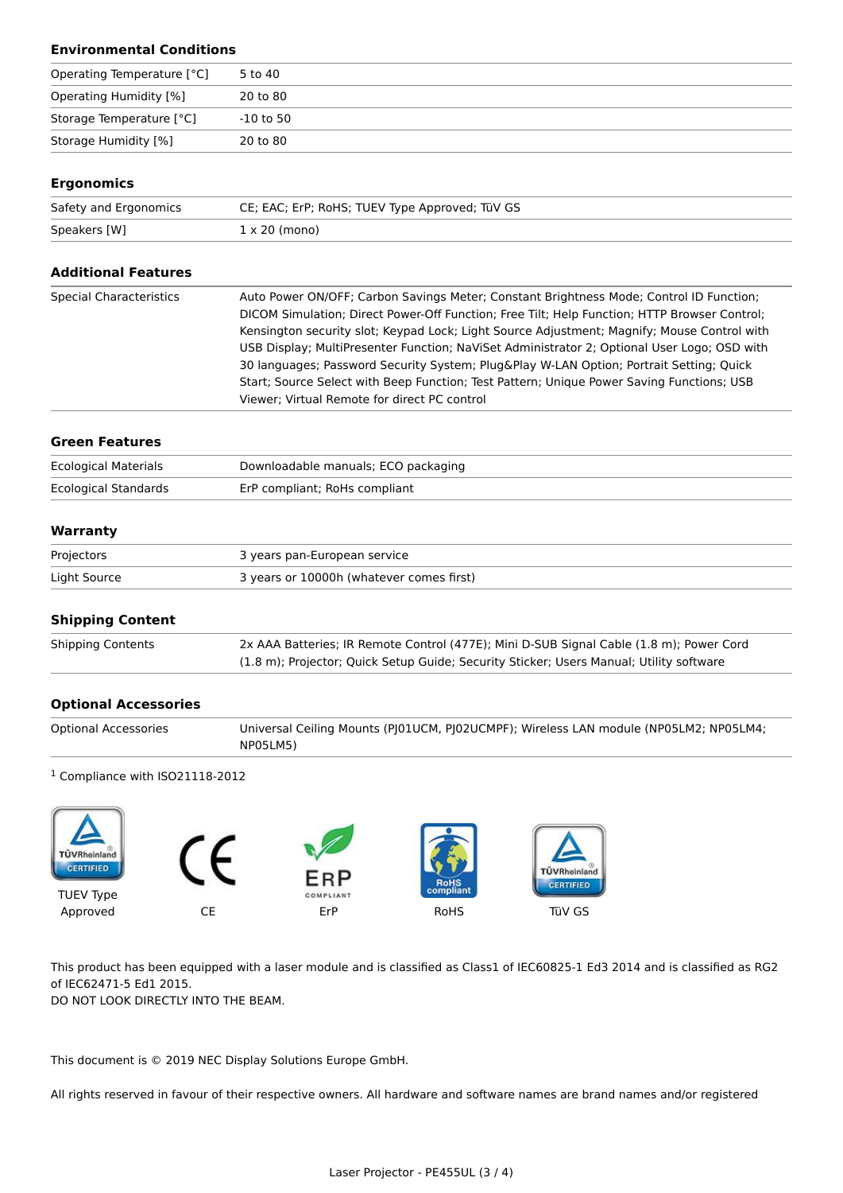## Environmental Conditions

| | |
|---|---|
| Operating Temperature [°C] | 5 to 40 |
| Operating Humidity [%] | 20 to 80 |
| Storage Temperature [°C] | -10 to 50 |
| Storage Humidity [%] | 20 to 80 |

## Ergonomics

| | |
|---|---|
| Safety and Ergonomics | CE; EAC; ErP; RoHS; TUEV Type Approved; TüV GS |
| Speakers [W] | 1 x 20 (mono) |

## Additional Features

| | |
|---|---|
| Special Characteristics | Auto Power ON/OFF; Carbon Savings Meter; Constant Brightness Mode; Control ID Function; DICOM Simulation; Direct Power-Off Function; Free Tilt; Help Function; HTTP Browser Control; Kensington security slot; Keypad Lock; Light Source Adjustment; Magnify; Mouse Control with USB Display; MultiPresenter Function; NaViSet Administrator 2; Optional User Logo; OSD with 30 languages; Password Security System; Plug&Play W-LAN Option; Portrait Setting; Quick Start; Source Select with Beep Function; Test Pattern; Unique Power Saving Functions; USB Viewer; Virtual Remote for direct PC control |

## Green Features

| | |
|---|---|
| Ecological Materials | Downloadable manuals; ECO packaging |
| Ecological Standards | ErP compliant; RoHs compliant |

## Warranty

| | |
|---|---|
| Projectors | 3 years pan-European service |
| Light Source | 3 years or 10000h (whatever comes first) |

## Shipping Content

| | |
|---|---|
| Shipping Contents | 2x AAA Batteries; IR Remote Control (477E); Mini D-SUB Signal Cable (1.8 m); Power Cord (1.8 m); Projector; Quick Setup Guide; Security Sticker; Users Manual; Utility software |

## Optional Accessories

| | |
|---|---|
| Optional Accessories | Universal Ceiling Mounts (PJ01UCM, PJ02UCMPF); Wireless LAN module (NP05LM2; NP05LM4; NP05LM5) |

[1] Compliance with ISO21118-2012

TUEV Type Approved  CE  ErP  RoHS  TüV GS

This product has been equipped with a laser module and is classified as Class1 of IEC60825-1 Ed3 2014 and is classified as RG2 of IEC62471-5 Ed1 2015.
DO NOT LOOK DIRECTLY INTO THE BEAM.

This document is © 2019 NEC Display Solutions Europe GmbH.

All rights reserved in favour of their respective owners. All hardware and software names are brand names and/or registered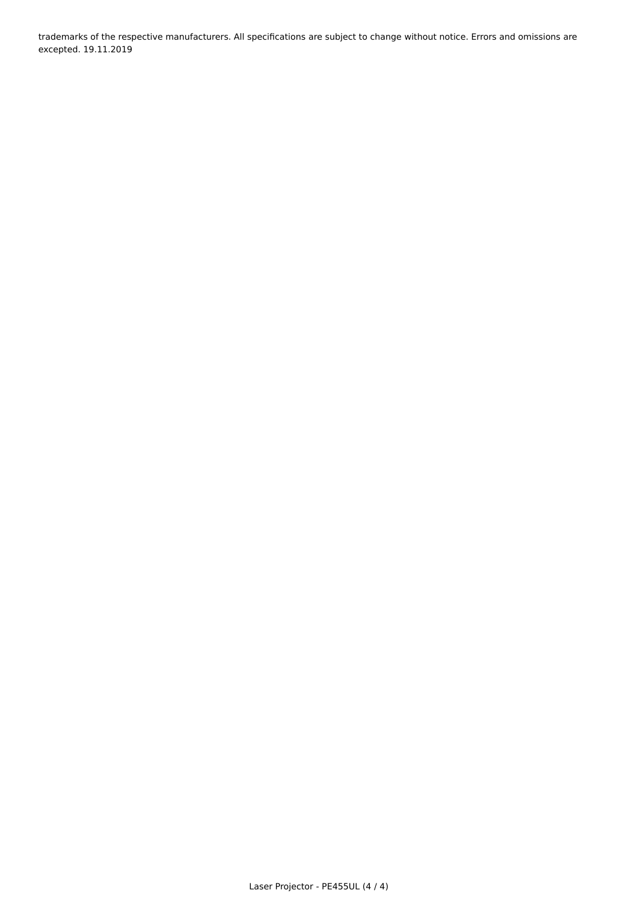trademarks of the respective manufacturers. All specifications are subject to change without notice. Errors and omissions are excepted. 19.11.2019